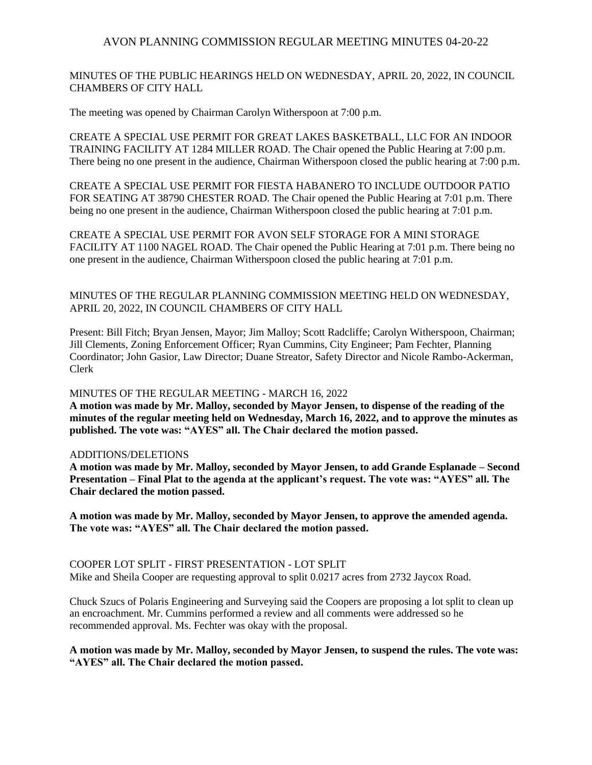# AVON PLANNING COMMISSION REGULAR MEETING MINUTES 04-20-22

MINUTES OF THE PUBLIC HEARINGS HELD ON WEDNESDAY, APRIL 20, 2022, IN COUNCIL CHAMBERS OF CITY HALL

The meeting was opened by Chairman Carolyn Witherspoon at 7:00 p.m.

CREATE A SPECIAL USE PERMIT FOR GREAT LAKES BASKETBALL, LLC FOR AN INDOOR TRAINING FACILITY AT 1284 MILLER ROAD. The Chair opened the Public Hearing at 7:00 p.m. There being no one present in the audience, Chairman Witherspoon closed the public hearing at 7:00 p.m.

CREATE A SPECIAL USE PERMIT FOR FIESTA HABANERO TO INCLUDE OUTDOOR PATIO FOR SEATING AT 38790 CHESTER ROAD. The Chair opened the Public Hearing at 7:01 p.m. There being no one present in the audience, Chairman Witherspoon closed the public hearing at 7:01 p.m.

CREATE A SPECIAL USE PERMIT FOR AVON SELF STORAGE FOR A MINI STORAGE FACILITY AT 1100 NAGEL ROAD. The Chair opened the Public Hearing at 7:01 p.m. There being no one present in the audience, Chairman Witherspoon closed the public hearing at 7:01 p.m.

MINUTES OF THE REGULAR PLANNING COMMISSION MEETING HELD ON WEDNESDAY, APRIL 20, 2022, IN COUNCIL CHAMBERS OF CITY HALL

Present: Bill Fitch; Bryan Jensen, Mayor; Jim Malloy; Scott Radcliffe; Carolyn Witherspoon, Chairman; Jill Clements, Zoning Enforcement Officer; Ryan Cummins, City Engineer; Pam Fechter, Planning Coordinator; John Gasior, Law Director; Duane Streator, Safety Director and Nicole Rambo-Ackerman, Clerk

MINUTES OF THE REGULAR MEETING - MARCH 16, 2022

**A motion was made by Mr. Malloy, seconded by Mayor Jensen, to dispense of the reading of the minutes of the regular meeting held on Wednesday, March 16, 2022, and to approve the minutes as published. The vote was: "AYES" all. The Chair declared the motion passed.**

ADDITIONS/DELETIONS

**A motion was made by Mr. Malloy, seconded by Mayor Jensen, to add Grande Esplanade – Second Presentation – Final Plat to the agenda at the applicant's request. The vote was: "AYES" all. The Chair declared the motion passed.**

**A motion was made by Mr. Malloy, seconded by Mayor Jensen, to approve the amended agenda. The vote was: "AYES" all. The Chair declared the motion passed.**

COOPER LOT SPLIT - FIRST PRESENTATION - LOT SPLIT

Mike and Sheila Cooper are requesting approval to split 0.0217 acres from 2732 Jaycox Road.

Chuck Szucs of Polaris Engineering and Surveying said the Coopers are proposing a lot split to clean up an encroachment. Mr. Cummins performed a review and all comments were addressed so he recommended approval. Ms. Fechter was okay with the proposal.

**A motion was made by Mr. Malloy, seconded by Mayor Jensen, to suspend the rules. The vote was: "AYES" all. The Chair declared the motion passed.**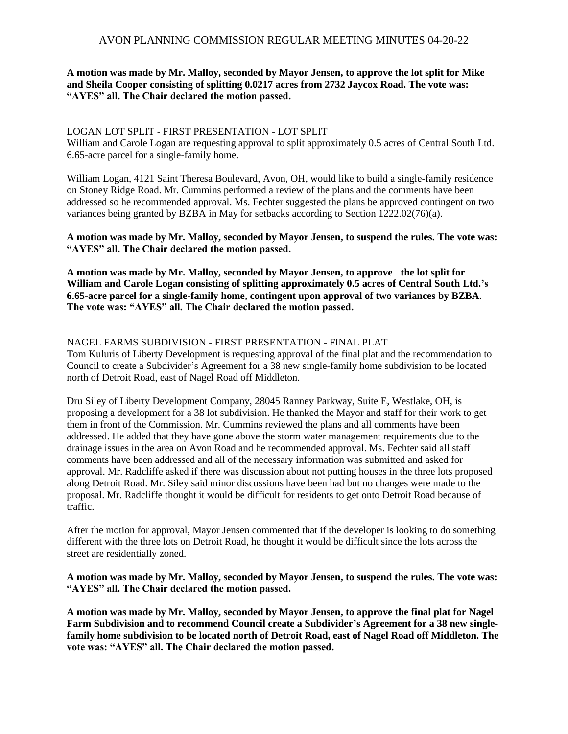**A motion was made by Mr. Malloy, seconded by Mayor Jensen, to approve the lot split for Mike and Sheila Cooper consisting of splitting 0.0217 acres from 2732 Jaycox Road. The vote was: "AYES" all. The Chair declared the motion passed.**

LOGAN LOT SPLIT - FIRST PRESENTATION - LOT SPLIT

William and Carole Logan are requesting approval to split approximately 0.5 acres of Central South Ltd. 6.65-acre parcel for a single-family home.

William Logan, 4121 Saint Theresa Boulevard, Avon, OH, would like to build a single-family residence on Stoney Ridge Road. Mr. Cummins performed a review of the plans and the comments have been addressed so he recommended approval. Ms. Fechter suggested the plans be approved contingent on two variances being granted by BZBA in May for setbacks according to Section 1222.02(76)(a).

**A motion was made by Mr. Malloy, seconded by Mayor Jensen, to suspend the rules. The vote was: "AYES" all. The Chair declared the motion passed.**

**A motion was made by Mr. Malloy, seconded by Mayor Jensen, to approve the lot split for William and Carole Logan consisting of splitting approximately 0.5 acres of Central South Ltd.'s 6.65-acre parcel for a single-family home, contingent upon approval of two variances by BZBA. The vote was: "AYES" all. The Chair declared the motion passed.**

NAGEL FARMS SUBDIVISION - FIRST PRESENTATION - FINAL PLAT

Tom Kuluris of Liberty Development is requesting approval of the final plat and the recommendation to Council to create a Subdivider's Agreement for a 38 new single-family home subdivision to be located north of Detroit Road, east of Nagel Road off Middleton.

Dru Siley of Liberty Development Company, 28045 Ranney Parkway, Suite E, Westlake, OH, is proposing a development for a 38 lot subdivision. He thanked the Mayor and staff for their work to get them in front of the Commission. Mr. Cummins reviewed the plans and all comments have been addressed. He added that they have gone above the storm water management requirements due to the drainage issues in the area on Avon Road and he recommended approval. Ms. Fechter said all staff comments have been addressed and all of the necessary information was submitted and asked for approval. Mr. Radcliffe asked if there was discussion about not putting houses in the three lots proposed along Detroit Road. Mr. Siley said minor discussions have been had but no changes were made to the proposal. Mr. Radcliffe thought it would be difficult for residents to get onto Detroit Road because of traffic.

After the motion for approval, Mayor Jensen commented that if the developer is looking to do something different with the three lots on Detroit Road, he thought it would be difficult since the lots across the street are residentially zoned.

**A motion was made by Mr. Malloy, seconded by Mayor Jensen, to suspend the rules. The vote was: "AYES" all. The Chair declared the motion passed.**

**A motion was made by Mr. Malloy, seconded by Mayor Jensen, to approve the final plat for Nagel Farm Subdivision and to recommend Council create a Subdivider's Agreement for a 38 new single-family home subdivision to be located north of Detroit Road, east of Nagel Road off Middleton. The vote was: "AYES" all. The Chair declared the motion passed.**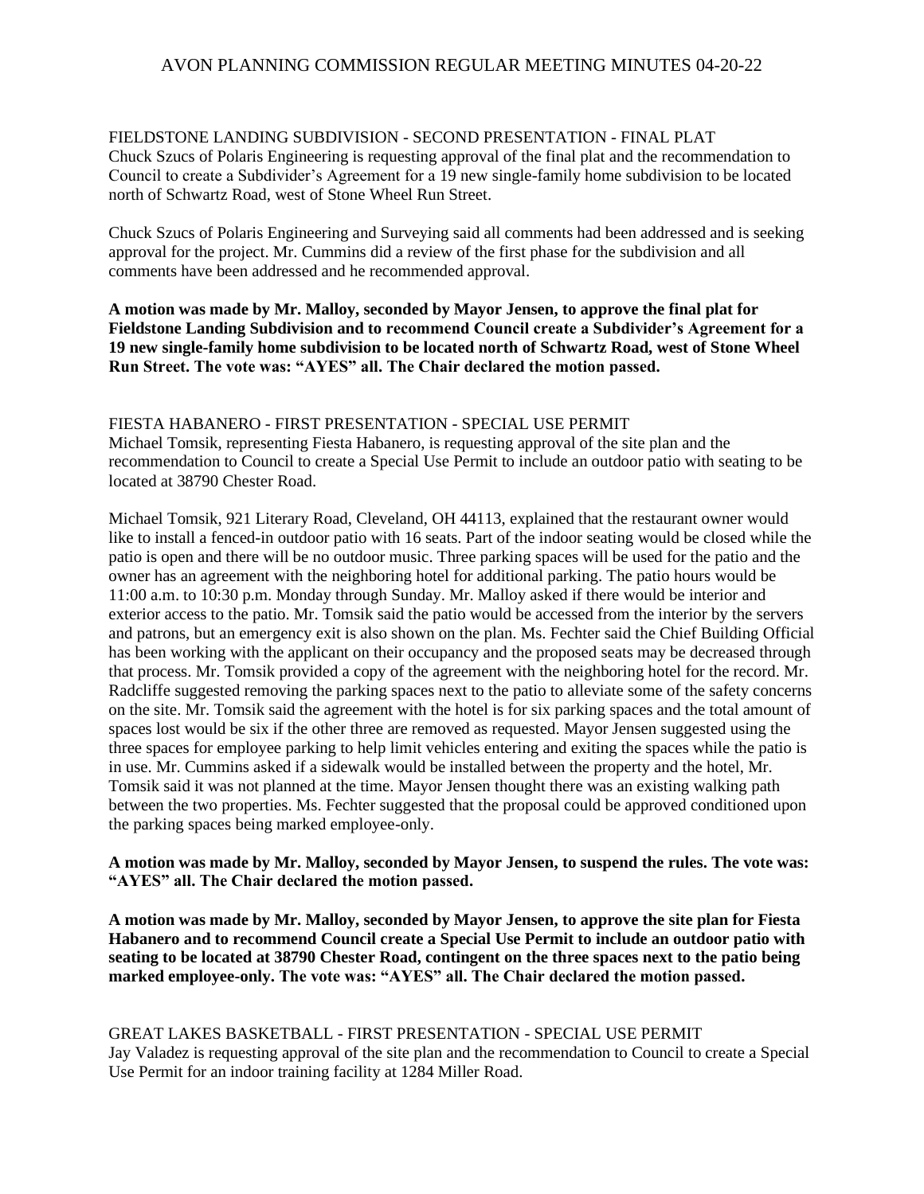FIELDSTONE LANDING SUBDIVISION - SECOND PRESENTATION - FINAL PLAT
Chuck Szucs of Polaris Engineering is requesting approval of the final plat and the recommendation to Council to create a Subdivider's Agreement for a 19 new single-family home subdivision to be located north of Schwartz Road, west of Stone Wheel Run Street.

Chuck Szucs of Polaris Engineering and Surveying said all comments had been addressed and is seeking approval for the project. Mr. Cummins did a review of the first phase for the subdivision and all comments have been addressed and he recommended approval.

**A motion was made by Mr. Malloy, seconded by Mayor Jensen, to approve the final plat for Fieldstone Landing Subdivision and to recommend Council create a Subdivider's Agreement for a 19 new single-family home subdivision to be located north of Schwartz Road, west of Stone Wheel Run Street. The vote was: "AYES" all. The Chair declared the motion passed.**

FIESTA HABANERO - FIRST PRESENTATION - SPECIAL USE PERMIT
Michael Tomsik, representing Fiesta Habanero, is requesting approval of the site plan and the recommendation to Council to create a Special Use Permit to include an outdoor patio with seating to be located at 38790 Chester Road.

Michael Tomsik, 921 Literary Road, Cleveland, OH 44113, explained that the restaurant owner would like to install a fenced-in outdoor patio with 16 seats. Part of the indoor seating would be closed while the patio is open and there will be no outdoor music. Three parking spaces will be used for the patio and the owner has an agreement with the neighboring hotel for additional parking. The patio hours would be 11:00 a.m. to 10:30 p.m. Monday through Sunday. Mr. Malloy asked if there would be interior and exterior access to the patio. Mr. Tomsik said the patio would be accessed from the interior by the servers and patrons, but an emergency exit is also shown on the plan. Ms. Fechter said the Chief Building Official has been working with the applicant on their occupancy and the proposed seats may be decreased through that process. Mr. Tomsik provided a copy of the agreement with the neighboring hotel for the record. Mr. Radcliffe suggested removing the parking spaces next to the patio to alleviate some of the safety concerns on the site. Mr. Tomsik said the agreement with the hotel is for six parking spaces and the total amount of spaces lost would be six if the other three are removed as requested. Mayor Jensen suggested using the three spaces for employee parking to help limit vehicles entering and exiting the spaces while the patio is in use. Mr. Cummins asked if a sidewalk would be installed between the property and the hotel, Mr. Tomsik said it was not planned at the time. Mayor Jensen thought there was an existing walking path between the two properties. Ms. Fechter suggested that the proposal could be approved conditioned upon the parking spaces being marked employee-only.

**A motion was made by Mr. Malloy, seconded by Mayor Jensen, to suspend the rules. The vote was: "AYES" all. The Chair declared the motion passed.**

**A motion was made by Mr. Malloy, seconded by Mayor Jensen, to approve the site plan for Fiesta Habanero and to recommend Council create a Special Use Permit to include an outdoor patio with seating to be located at 38790 Chester Road, contingent on the three spaces next to the patio being marked employee-only. The vote was: "AYES" all. The Chair declared the motion passed.**

GREAT LAKES BASKETBALL - FIRST PRESENTATION - SPECIAL USE PERMIT
Jay Valadez is requesting approval of the site plan and the recommendation to Council to create a Special Use Permit for an indoor training facility at 1284 Miller Road.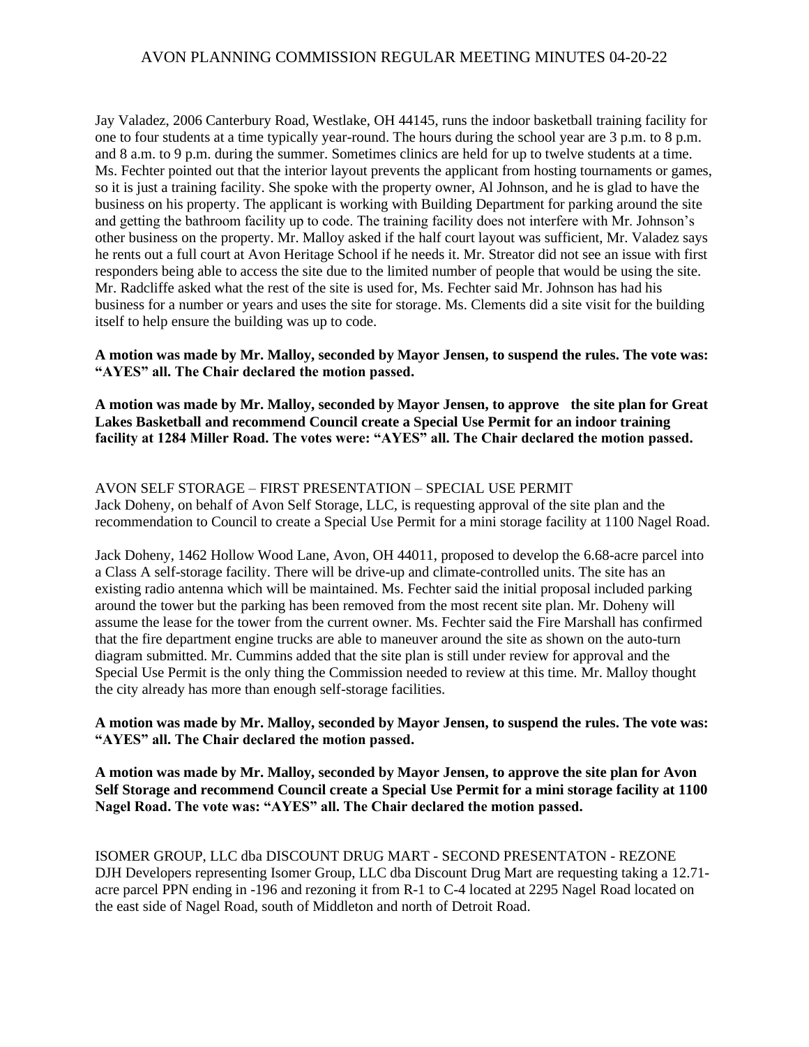Jay Valadez, 2006 Canterbury Road, Westlake, OH 44145, runs the indoor basketball training facility for one to four students at a time typically year-round. The hours during the school year are 3 p.m. to 8 p.m. and 8 a.m. to 9 p.m. during the summer. Sometimes clinics are held for up to twelve students at a time. Ms. Fechter pointed out that the interior layout prevents the applicant from hosting tournaments or games, so it is just a training facility. She spoke with the property owner, Al Johnson, and he is glad to have the business on his property. The applicant is working with Building Department for parking around the site and getting the bathroom facility up to code. The training facility does not interfere with Mr. Johnson's other business on the property. Mr. Malloy asked if the half court layout was sufficient, Mr. Valadez says he rents out a full court at Avon Heritage School if he needs it. Mr. Streator did not see an issue with first responders being able to access the site due to the limited number of people that would be using the site. Mr. Radcliffe asked what the rest of the site is used for, Ms. Fechter said Mr. Johnson has had his business for a number or years and uses the site for storage. Ms. Clements did a site visit for the building itself to help ensure the building was up to code.

**A motion was made by Mr. Malloy, seconded by Mayor Jensen, to suspend the rules. The vote was: "AYES" all. The Chair declared the motion passed.**

**A motion was made by Mr. Malloy, seconded by Mayor Jensen, to approve the site plan for Great Lakes Basketball and recommend Council create a Special Use Permit for an indoor training facility at 1284 Miller Road. The votes were: "AYES" all. The Chair declared the motion passed.**

AVON SELF STORAGE – FIRST PRESENTATION – SPECIAL USE PERMIT
Jack Doheny, on behalf of Avon Self Storage, LLC, is requesting approval of the site plan and the recommendation to Council to create a Special Use Permit for a mini storage facility at 1100 Nagel Road.

Jack Doheny, 1462 Hollow Wood Lane, Avon, OH 44011, proposed to develop the 6.68-acre parcel into a Class A self-storage facility. There will be drive-up and climate-controlled units. The site has an existing radio antenna which will be maintained. Ms. Fechter said the initial proposal included parking around the tower but the parking has been removed from the most recent site plan. Mr. Doheny will assume the lease for the tower from the current owner. Ms. Fechter said the Fire Marshall has confirmed that the fire department engine trucks are able to maneuver around the site as shown on the auto-turn diagram submitted. Mr. Cummins added that the site plan is still under review for approval and the Special Use Permit is the only thing the Commission needed to review at this time. Mr. Malloy thought the city already has more than enough self-storage facilities.

**A motion was made by Mr. Malloy, seconded by Mayor Jensen, to suspend the rules. The vote was: "AYES" all. The Chair declared the motion passed.**

**A motion was made by Mr. Malloy, seconded by Mayor Jensen, to approve the site plan for Avon Self Storage and recommend Council create a Special Use Permit for a mini storage facility at 1100 Nagel Road. The vote was: "AYES" all. The Chair declared the motion passed.**

ISOMER GROUP, LLC dba DISCOUNT DRUG MART - SECOND PRESENTATON - REZONE
DJH Developers representing Isomer Group, LLC dba Discount Drug Mart are requesting taking a 12.71-acre parcel PPN ending in -196 and rezoning it from R-1 to C-4 located at 2295 Nagel Road located on the east side of Nagel Road, south of Middleton and north of Detroit Road.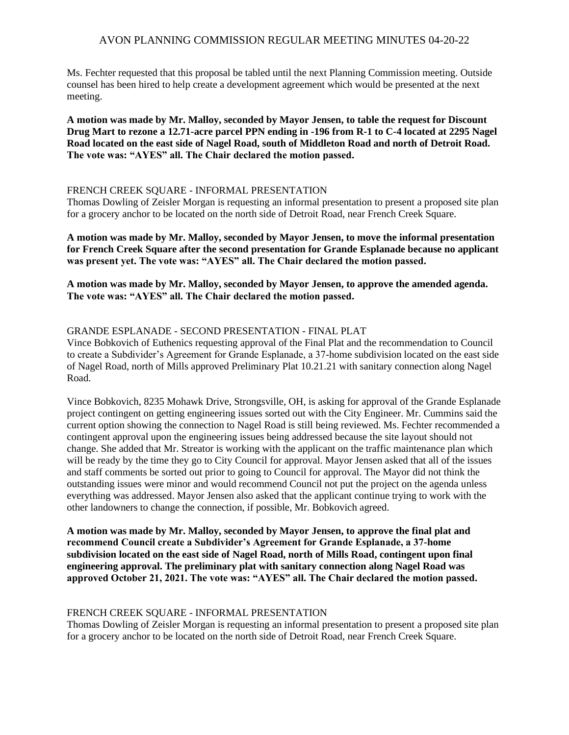Ms. Fechter requested that this proposal be tabled until the next Planning Commission meeting. Outside counsel has been hired to help create a development agreement which would be presented at the next meeting.

**A motion was made by Mr. Malloy, seconded by Mayor Jensen, to table the request for Discount Drug Mart to rezone a 12.71-acre parcel PPN ending in -196 from R-1 to C-4 located at 2295 Nagel Road located on the east side of Nagel Road, south of Middleton Road and north of Detroit Road. The vote was: "AYES" all. The Chair declared the motion passed.**

FRENCH CREEK SQUARE - INFORMAL PRESENTATION
Thomas Dowling of Zeisler Morgan is requesting an informal presentation to present a proposed site plan for a grocery anchor to be located on the north side of Detroit Road, near French Creek Square.

**A motion was made by Mr. Malloy, seconded by Mayor Jensen, to move the informal presentation for French Creek Square after the second presentation for Grande Esplanade because no applicant was present yet. The vote was: "AYES" all. The Chair declared the motion passed.**

**A motion was made by Mr. Malloy, seconded by Mayor Jensen, to approve the amended agenda. The vote was: "AYES" all. The Chair declared the motion passed.**

GRANDE ESPLANADE - SECOND PRESENTATION - FINAL PLAT
Vince Bobkovich of Euthenics requesting approval of the Final Plat and the recommendation to Council to create a Subdivider's Agreement for Grande Esplanade, a 37-home subdivision located on the east side of Nagel Road, north of Mills approved Preliminary Plat 10.21.21 with sanitary connection along Nagel Road.

Vince Bobkovich, 8235 Mohawk Drive, Strongsville, OH, is asking for approval of the Grande Esplanade project contingent on getting engineering issues sorted out with the City Engineer. Mr. Cummins said the current option showing the connection to Nagel Road is still being reviewed. Ms. Fechter recommended a contingent approval upon the engineering issues being addressed because the site layout should not change. She added that Mr. Streator is working with the applicant on the traffic maintenance plan which will be ready by the time they go to City Council for approval. Mayor Jensen asked that all of the issues and staff comments be sorted out prior to going to Council for approval. The Mayor did not think the outstanding issues were minor and would recommend Council not put the project on the agenda unless everything was addressed. Mayor Jensen also asked that the applicant continue trying to work with the other landowners to change the connection, if possible, Mr. Bobkovich agreed.

**A motion was made by Mr. Malloy, seconded by Mayor Jensen, to approve the final plat and recommend Council create a Subdivider's Agreement for Grande Esplanade, a 37-home subdivision located on the east side of Nagel Road, north of Mills Road, contingent upon final engineering approval. The preliminary plat with sanitary connection along Nagel Road was approved October 21, 2021. The vote was: "AYES" all. The Chair declared the motion passed.**

FRENCH CREEK SQUARE - INFORMAL PRESENTATION
Thomas Dowling of Zeisler Morgan is requesting an informal presentation to present a proposed site plan for a grocery anchor to be located on the north side of Detroit Road, near French Creek Square.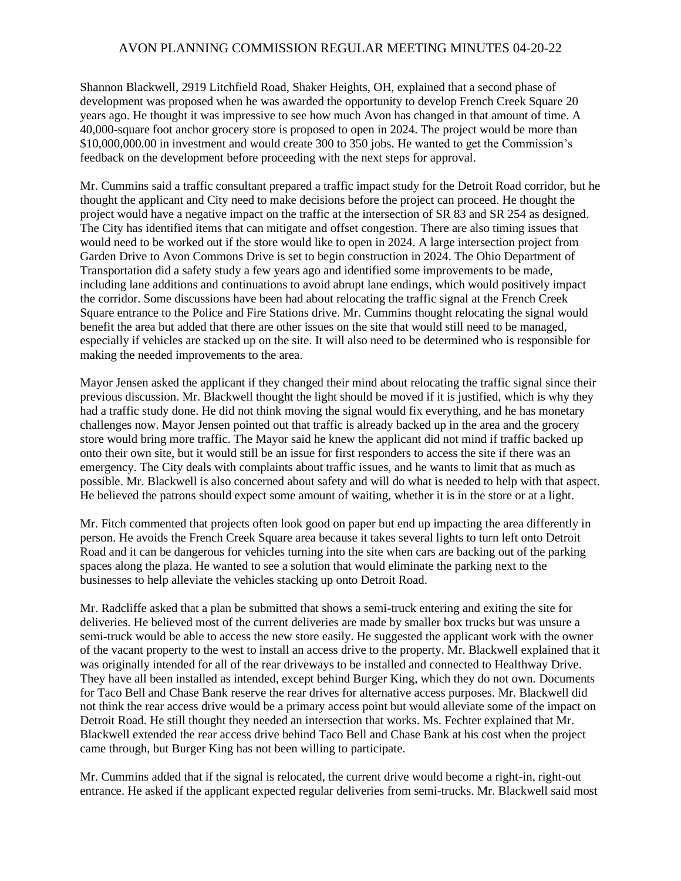Shannon Blackwell, 2919 Litchfield Road, Shaker Heights, OH, explained that a second phase of development was proposed when he was awarded the opportunity to develop French Creek Square 20 years ago. He thought it was impressive to see how much Avon has changed in that amount of time. A 40,000-square foot anchor grocery store is proposed to open in 2024. The project would be more than $10,000,000.00 in investment and would create 300 to 350 jobs. He wanted to get the Commission's feedback on the development before proceeding with the next steps for approval.

Mr. Cummins said a traffic consultant prepared a traffic impact study for the Detroit Road corridor, but he thought the applicant and City need to make decisions before the project can proceed. He thought the project would have a negative impact on the traffic at the intersection of SR 83 and SR 254 as designed. The City has identified items that can mitigate and offset congestion. There are also timing issues that would need to be worked out if the store would like to open in 2024. A large intersection project from Garden Drive to Avon Commons Drive is set to begin construction in 2024. The Ohio Department of Transportation did a safety study a few years ago and identified some improvements to be made, including lane additions and continuations to avoid abrupt lane endings, which would positively impact the corridor. Some discussions have been had about relocating the traffic signal at the French Creek Square entrance to the Police and Fire Stations drive. Mr. Cummins thought relocating the signal would benefit the area but added that there are other issues on the site that would still need to be managed, especially if vehicles are stacked up on the site. It will also need to be determined who is responsible for making the needed improvements to the area.

Mayor Jensen asked the applicant if they changed their mind about relocating the traffic signal since their previous discussion. Mr. Blackwell thought the light should be moved if it is justified, which is why they had a traffic study done. He did not think moving the signal would fix everything, and he has monetary challenges now. Mayor Jensen pointed out that traffic is already backed up in the area and the grocery store would bring more traffic. The Mayor said he knew the applicant did not mind if traffic backed up onto their own site, but it would still be an issue for first responders to access the site if there was an emergency. The City deals with complaints about traffic issues, and he wants to limit that as much as possible. Mr. Blackwell is also concerned about safety and will do what is needed to help with that aspect. He believed the patrons should expect some amount of waiting, whether it is in the store or at a light.

Mr. Fitch commented that projects often look good on paper but end up impacting the area differently in person. He avoids the French Creek Square area because it takes several lights to turn left onto Detroit Road and it can be dangerous for vehicles turning into the site when cars are backing out of the parking spaces along the plaza. He wanted to see a solution that would eliminate the parking next to the businesses to help alleviate the vehicles stacking up onto Detroit Road.

Mr. Radcliffe asked that a plan be submitted that shows a semi-truck entering and exiting the site for deliveries. He believed most of the current deliveries are made by smaller box trucks but was unsure a semi-truck would be able to access the new store easily. He suggested the applicant work with the owner of the vacant property to the west to install an access drive to the property. Mr. Blackwell explained that it was originally intended for all of the rear driveways to be installed and connected to Healthway Drive. They have all been installed as intended, except behind Burger King, which they do not own. Documents for Taco Bell and Chase Bank reserve the rear drives for alternative access purposes. Mr. Blackwell did not think the rear access drive would be a primary access point but would alleviate some of the impact on Detroit Road. He still thought they needed an intersection that works. Ms. Fechter explained that Mr. Blackwell extended the rear access drive behind Taco Bell and Chase Bank at his cost when the project came through, but Burger King has not been willing to participate.

Mr. Cummins added that if the signal is relocated, the current drive would become a right-in, right-out entrance. He asked if the applicant expected regular deliveries from semi-trucks. Mr. Blackwell said most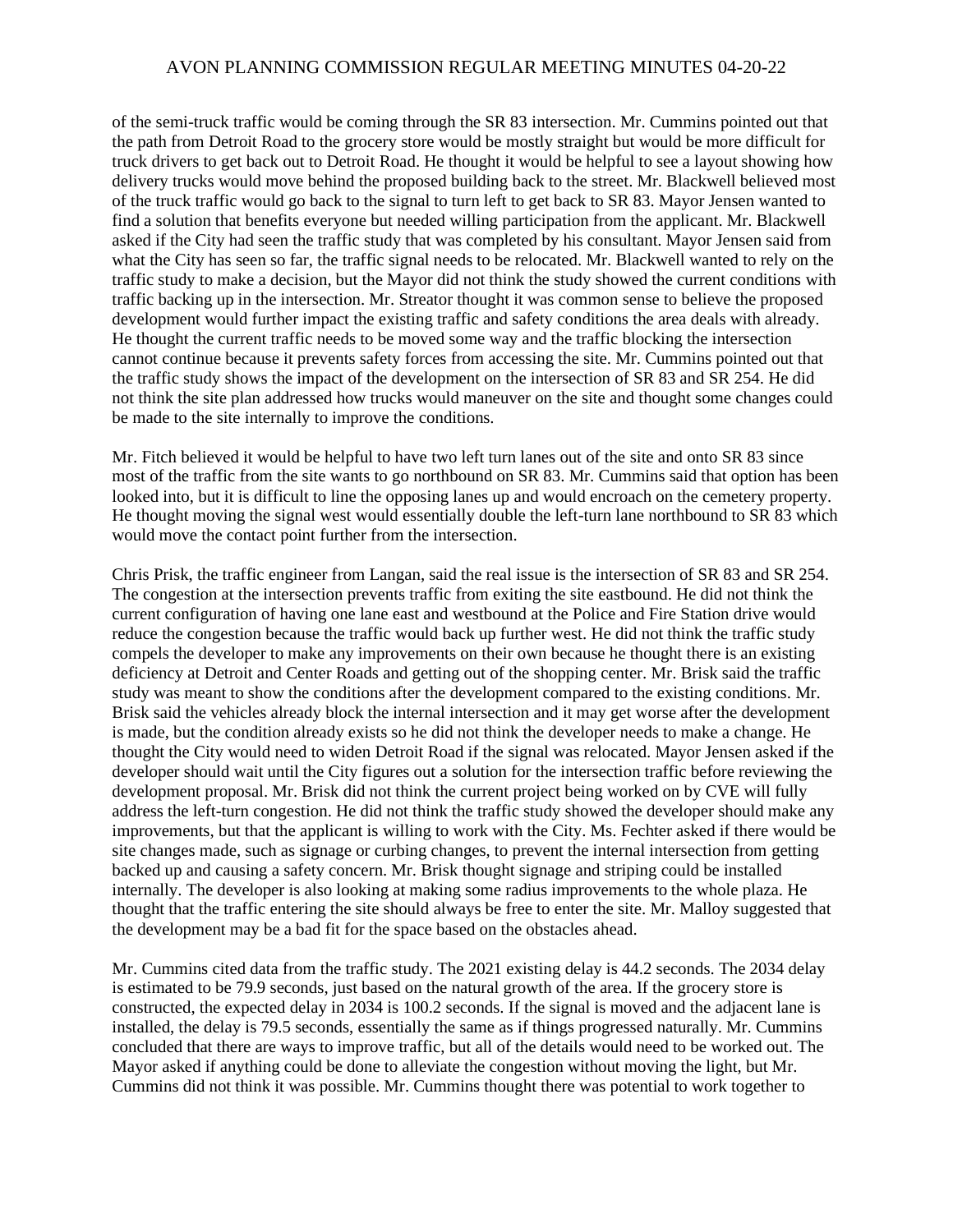of the semi-truck traffic would be coming through the SR 83 intersection. Mr. Cummins pointed out that the path from Detroit Road to the grocery store would be mostly straight but would be more difficult for truck drivers to get back out to Detroit Road. He thought it would be helpful to see a layout showing how delivery trucks would move behind the proposed building back to the street. Mr. Blackwell believed most of the truck traffic would go back to the signal to turn left to get back to SR 83. Mayor Jensen wanted to find a solution that benefits everyone but needed willing participation from the applicant. Mr. Blackwell asked if the City had seen the traffic study that was completed by his consultant. Mayor Jensen said from what the City has seen so far, the traffic signal needs to be relocated. Mr. Blackwell wanted to rely on the traffic study to make a decision, but the Mayor did not think the study showed the current conditions with traffic backing up in the intersection. Mr. Streator thought it was common sense to believe the proposed development would further impact the existing traffic and safety conditions the area deals with already. He thought the current traffic needs to be moved some way and the traffic blocking the intersection cannot continue because it prevents safety forces from accessing the site. Mr. Cummins pointed out that the traffic study shows the impact of the development on the intersection of SR 83 and SR 254. He did not think the site plan addressed how trucks would maneuver on the site and thought some changes could be made to the site internally to improve the conditions.

Mr. Fitch believed it would be helpful to have two left turn lanes out of the site and onto SR 83 since most of the traffic from the site wants to go northbound on SR 83. Mr. Cummins said that option has been looked into, but it is difficult to line the opposing lanes up and would encroach on the cemetery property. He thought moving the signal west would essentially double the left-turn lane northbound to SR 83 which would move the contact point further from the intersection.

Chris Prisk, the traffic engineer from Langan, said the real issue is the intersection of SR 83 and SR 254. The congestion at the intersection prevents traffic from exiting the site eastbound. He did not think the current configuration of having one lane east and westbound at the Police and Fire Station drive would reduce the congestion because the traffic would back up further west. He did not think the traffic study compels the developer to make any improvements on their own because he thought there is an existing deficiency at Detroit and Center Roads and getting out of the shopping center. Mr. Brisk said the traffic study was meant to show the conditions after the development compared to the existing conditions. Mr. Brisk said the vehicles already block the internal intersection and it may get worse after the development is made, but the condition already exists so he did not think the developer needs to make a change. He thought the City would need to widen Detroit Road if the signal was relocated. Mayor Jensen asked if the developer should wait until the City figures out a solution for the intersection traffic before reviewing the development proposal. Mr. Brisk did not think the current project being worked on by CVE will fully address the left-turn congestion. He did not think the traffic study showed the developer should make any improvements, but that the applicant is willing to work with the City. Ms. Fechter asked if there would be site changes made, such as signage or curbing changes, to prevent the internal intersection from getting backed up and causing a safety concern. Mr. Brisk thought signage and striping could be installed internally. The developer is also looking at making some radius improvements to the whole plaza. He thought that the traffic entering the site should always be free to enter the site. Mr. Malloy suggested that the development may be a bad fit for the space based on the obstacles ahead.

Mr. Cummins cited data from the traffic study. The 2021 existing delay is 44.2 seconds. The 2034 delay is estimated to be 79.9 seconds, just based on the natural growth of the area. If the grocery store is constructed, the expected delay in 2034 is 100.2 seconds. If the signal is moved and the adjacent lane is installed, the delay is 79.5 seconds, essentially the same as if things progressed naturally. Mr. Cummins concluded that there are ways to improve traffic, but all of the details would need to be worked out. The Mayor asked if anything could be done to alleviate the congestion without moving the light, but Mr. Cummins did not think it was possible. Mr. Cummins thought there was potential to work together to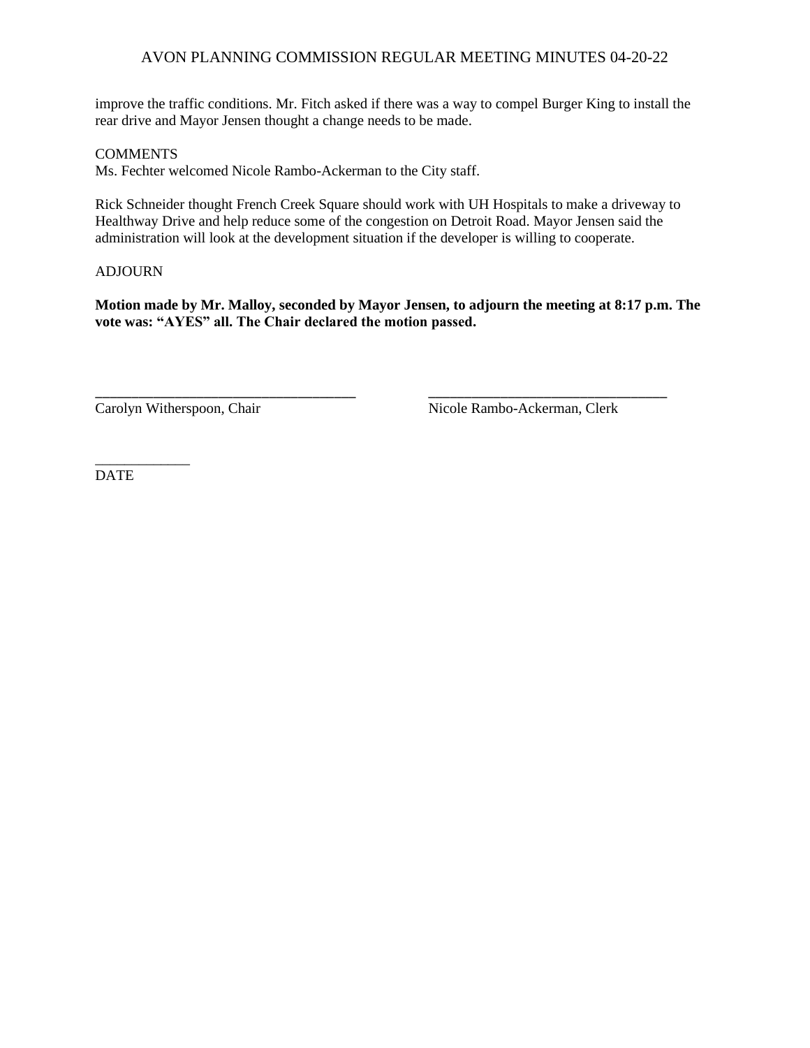improve the traffic conditions. Mr. Fitch asked if there was a way to compel Burger King to install the rear drive and Mayor Jensen thought a change needs to be made.

COMMENTS

Ms. Fechter welcomed Nicole Rambo-Ackerman to the City staff.

Rick Schneider thought French Creek Square should work with UH Hospitals to make a driveway to Healthway Drive and help reduce some of the congestion on Detroit Road. Mayor Jensen said the administration will look at the development situation if the developer is willing to cooperate.

ADJOURN

**Motion made by Mr. Malloy, seconded by Mayor Jensen, to adjourn the meeting at 8:17 p.m. The vote was: "AYES" all. The Chair declared the motion passed.**

___________________________________ ________________________________

Carolyn Witherspoon, Chair Nicole Rambo-Ackerman, Clerk

_____________

DATE